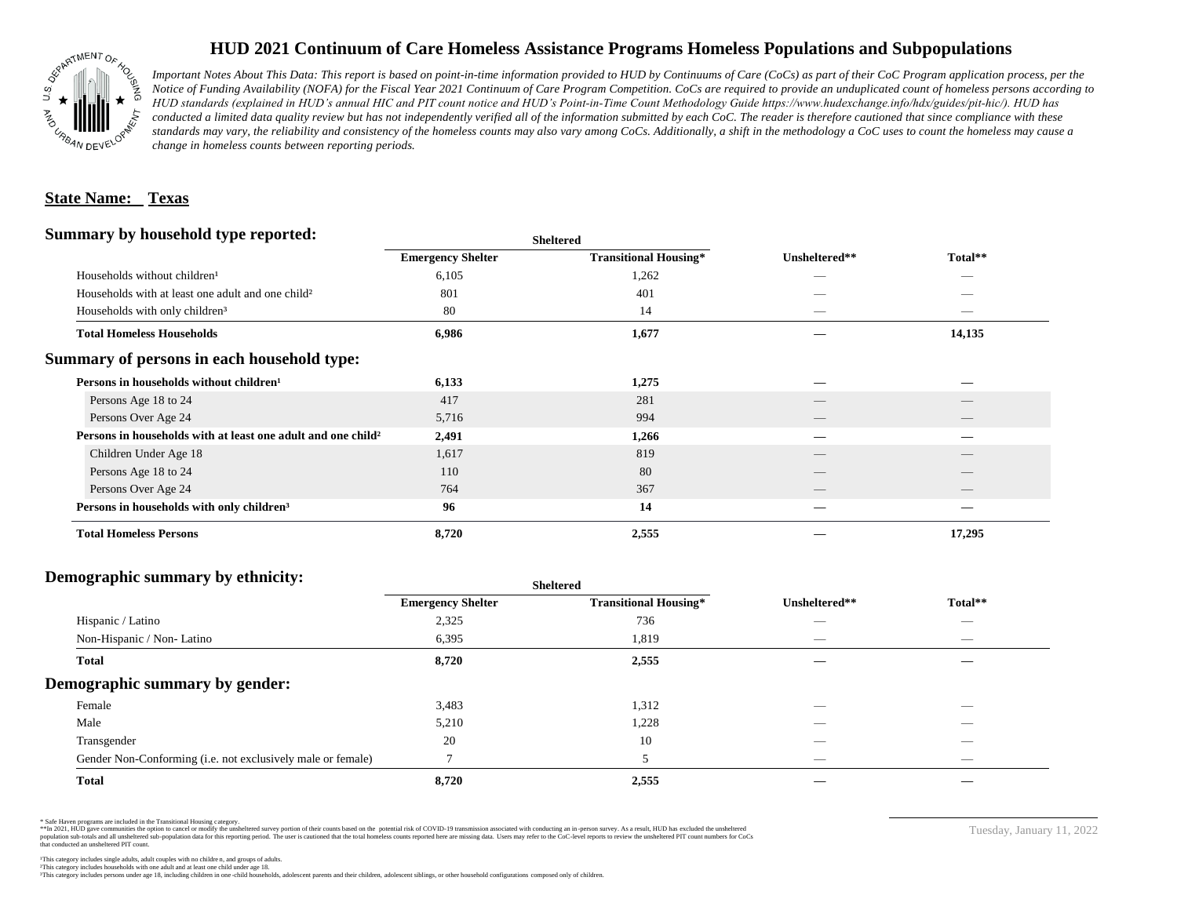# HUD 2021 Continuum of Care Homeless Assistance Programs Homeless Populations and Subpopulations

*Important Notes About This Data: This report is based on point-in-time information provided to HUD by Continuums of Care (CoCs) as part of their CoC Program application process, per the Notice of Funding Availability (NOFA) for the Fiscal Year 2021 Continuum of Care Program Competition. CoCs are required to provide an unduplicated count of homeless persons according to HUD standards (explained in HUD's annual HIC and PIT count notice and HUD's Point-in-Time Count Methodology Guide https://www.hudexchange.info/hdx/guides/pit-hic/). HUD has conducted a limited data quality review but has not independently verified all of the information submitted by each CoC. The reader is therefore cautioned that since compliance with these standards may vary, the reliability and consistency of the homeless counts may also vary among CoCs. Additionally, a shift in the methodology a CoC uses to count the homeless may cause a change in homeless counts between reporting periods.*

**State Name: Texas**

## Summary by household type reported:

| | Sheltered | | | |
|---|---|---|---|---|
| | Emergency Shelter | Transitional Housing* | Unsheltered** | Total** |
| Households without children[1] | 6,105 | 1,262 | — | — |
| Households with at least one adult and one child[2] | 801 | 401 | — | — |
| Households with only children[3] | 80 | 14 | — | — |
| **Total Homeless Households** | **6,986** | **1,677** | **—** | **14,135** |

## Summary of persons in each household type:

| | Emergency Shelter | Transitional Housing* | Unsheltered** | Total** |
|---|---|---|---|---|
| **Persons in households without children[1]** | **6,133** | **1,275** | **—** | **—** |
| Persons Age 18 to 24 | 417 | 281 | — | — |
| Persons Over Age 24 | 5,716 | 994 | — | — |
| **Persons in households with at least one adult and one child[2]** | **2,491** | **1,266** | **—** | **—** |
| Children Under Age 18 | 1,617 | 819 | — | — |
| Persons Age 18 to 24 | 110 | 80 | — | — |
| Persons Over Age 24 | 764 | 367 | — | — |
| **Persons in households with only children[3]** | **96** | **14** | **—** | **—** |
| **Total Homeless Persons** | **8,720** | **2,555** | **—** | **17,295** |

## Demographic summary by ethnicity:

| | Sheltered | | | |
|---|---|---|---|---|
| | Emergency Shelter | Transitional Housing* | Unsheltered** | Total** |
| Hispanic / Latino | 2,325 | 736 | — | — |
| Non-Hispanic / Non- Latino | 6,395 | 1,819 | — | — |
| **Total** | **8,720** | **2,555** | **—** | **—** |

## Demographic summary by gender:

| | Emergency Shelter | Transitional Housing* | Unsheltered** | Total** |
|---|---|---|---|---|
| Female | 3,483 | 1,312 | — | — |
| Male | 5,210 | 1,228 | — | — |
| Transgender | 20 | 10 | — | — |
| Gender Non-Conforming (i.e. not exclusively male or female) | 7 | 5 | — | — |
| **Total** | **8,720** | **2,555** | **—** | **—** |

\* Safe Haven programs are included in the Transitional Housing category.
\*\*In 2021, HUD gave communities the option to cancel or modify the unsheltered survey portion of their counts based on the potential risk of COVID-19 transmission associated with conducting an in-person survey. As a result, HUD has excluded the unsheltered population sub-totals and all unsheltered sub-population data for this reporting period. The user is cautioned that the total homeless counts reported here are missing data. Users may refer to the CoC-level reports to review the unsheltered PIT count numbers for CoCs that conducted an unsheltered PIT count.

[1]This category includes single adults, adult couples with no children, and groups of adults.
[2]This category includes households with one adult and at least one child under age 18.
[3]This category includes persons under age 18, including children in one-child households, adolescent parents and their children, adolescent siblings, or other household configurations composed only of children.

Tuesday, January 11, 2022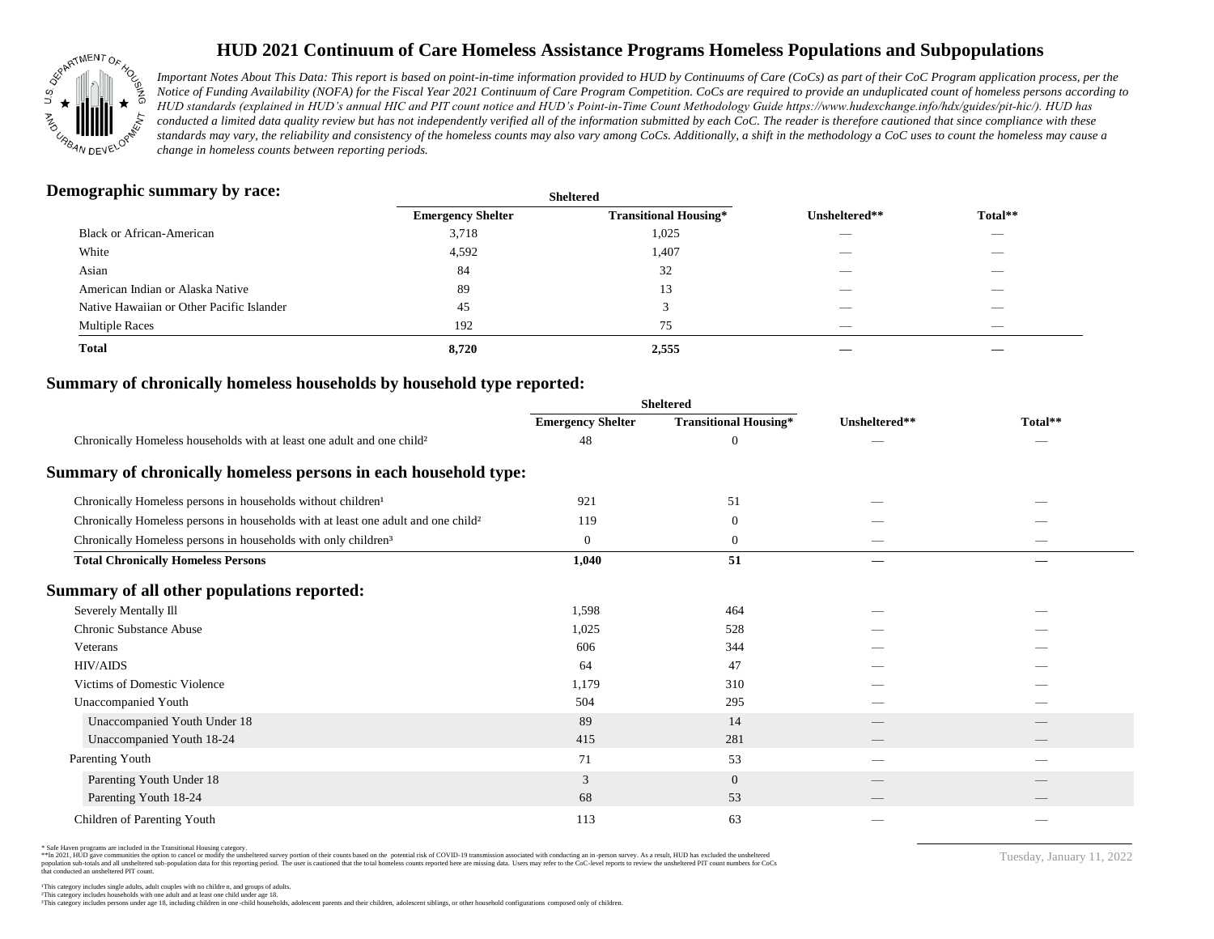# HUD 2021 Continuum of Care Homeless Assistance Programs Homeless Populations and Subpopulations

*Important Notes About This Data: This report is based on point-in-time information provided to HUD by Continuums of Care (CoCs) as part of their CoC Program application process, per the Notice of Funding Availability (NOFA) for the Fiscal Year 2021 Continuum of Care Program Competition. CoCs are required to provide an unduplicated count of homeless persons according to HUD standards (explained in HUD's annual HIC and PIT count notice and HUD's Point-in-Time Count Methodology Guide https://www.hudexchange.info/hdx/guides/pit-hic/). HUD has conducted a limited data quality review but has not independently verified all of the information submitted by each CoC. The reader is therefore cautioned that since compliance with these standards may vary, the reliability and consistency of the homeless counts may also vary among CoCs. Additionally, a shift in the methodology a CoC uses to count the homeless may cause a change in homeless counts between reporting periods.*

## Demographic summary by race:

| | Sheltered | | | |
|---|---|---|---|---|
| | **Emergency Shelter** | **Transitional Housing*** | **Unsheltered**** | **Total**** |
| Black or African-American | 3,718 | 1,025 | — | — |
| White | 4,592 | 1,407 | — | — |
| Asian | 84 | 32 | — | — |
| American Indian or Alaska Native | 89 | 13 | — | — |
| Native Hawaiian or Other Pacific Islander | 45 | 3 | — | — |
| Multiple Races | 192 | 75 | — | — |
| **Total** | **8,720** | **2,555** | **—** | **—** |

## Summary of chronically homeless households by household type reported:

| | Sheltered | | | |
|---|---|---|---|---|
| | **Emergency Shelter** | **Transitional Housing*** | **Unsheltered**** | **Total**** |
| Chronically Homeless households with at least one adult and one child[2] | 48 | 0 | — | — |

## Summary of chronically homeless persons in each household type:

| | Emergency Shelter | Transitional Housing* | Unsheltered** | Total** |
|---|---|---|---|---|
| Chronically Homeless persons in households without children[1] | 921 | 51 | — | — |
| Chronically Homeless persons in households with at least one adult and one child[2] | 119 | 0 | — | — |
| Chronically Homeless persons in households with only children[3] | 0 | 0 | — | — |
| **Total Chronically Homeless Persons** | **1,040** | **51** | **—** | **—** |

## Summary of all other populations reported:

| | Emergency Shelter | Transitional Housing* | Unsheltered** | Total** |
|---|---|---|---|---|
| Severely Mentally Ill | 1,598 | 464 | — | — |
| Chronic Substance Abuse | 1,025 | 528 | — | — |
| Veterans | 606 | 344 | — | — |
| HIV/AIDS | 64 | 47 | — | — |
| Victims of Domestic Violence | 1,179 | 310 | — | — |
| Unaccompanied Youth | 504 | 295 | — | — |
| Unaccompanied Youth Under 18 | 89 | 14 | — | — |
| Unaccompanied Youth 18-24 | 415 | 281 | — | — |
| Parenting Youth | 71 | 53 | — | — |
| Parenting Youth Under 18 | 3 | 0 | — | — |
| Parenting Youth 18-24 | 68 | 53 | — | — |
| Children of Parenting Youth | 113 | 63 | — | — |

\* Safe Haven programs are included in the Transitional Housing category.
\*\*In 2021, HUD gave communities the option to cancel or modify the unsheltered survey portion of their counts based on the potential risk of COVID-19 transmission associated with conducting an in-person survey. As a result, HUD has excluded the unsheltered population sub-totals and all unsheltered sub-population data for this reporting period. The user is cautioned that the total homeless counts reported here are missing data. Users may refer to the CoC-level reports to review the unsheltered PIT count numbers for CoCs that conducted an unsheltered PIT count.

[1]This category includes single adults, adult couples with no children, and groups of adults.
[2]This category includes households with one adult and at least one child under age 18.
[3]This category includes persons under age 18, including children in one-child households, adolescent parents and their children, adolescent siblings, or other household configurations composed only of children.

Tuesday, January 11, 2022